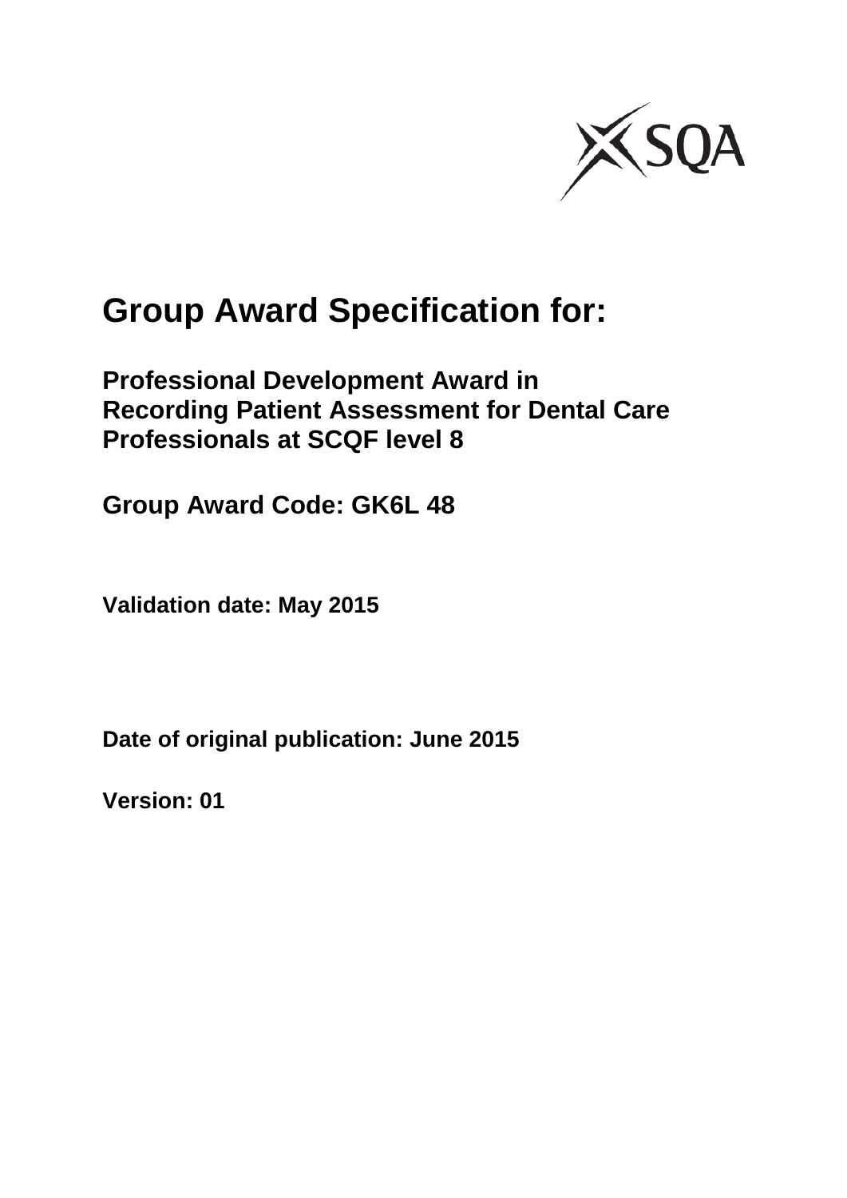# Group Award Specification for:

## Professional Development Award in Recording Patient Assessment for Dental Care Professionals at SCQF level 8

## Group Award Code: GK6L 48

**Validation date: May 2015**

**Date of original publication: June 2015**

**Version: 01**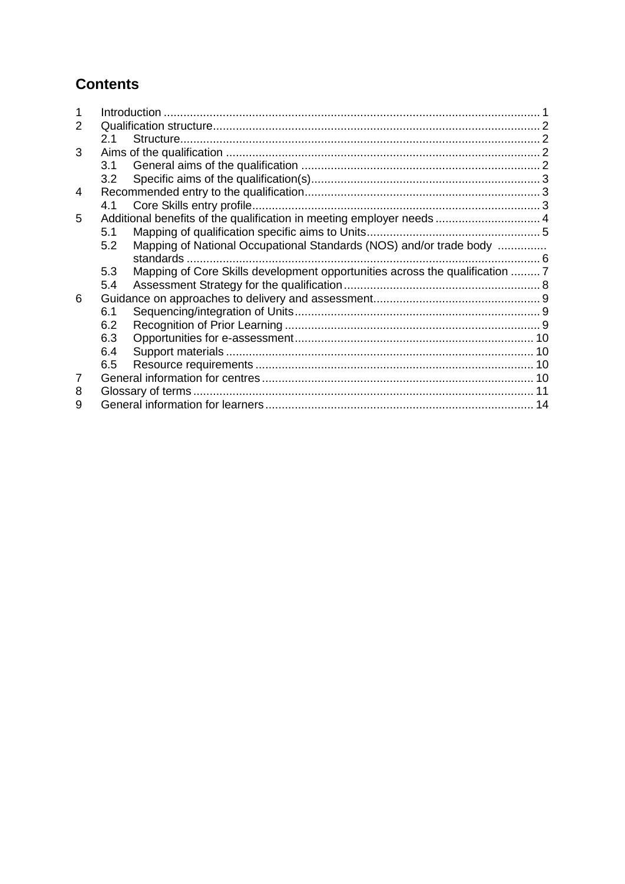## Contents

1 Introduction ..................................................................................................................... 1
2 Qualification structure..................................................................................................... 2
 2.1 Structure.............................................................................................................. 2
3 Aims of the qualification ................................................................................................. 2
 3.1 General aims of the qualification .......................................................................... 2
 3.2 Specific aims of the qualification(s)...................................................................... 3
4 Recommended entry to the qualification......................................................................... 3
 4.1 Core Skills entry profile........................................................................................ 3
5 Additional benefits of the qualification in meeting employer needs ................................ 4
 5.1 Mapping of qualification specific aims to Units..................................................... 5
 5.2 Mapping of National Occupational Standards (NOS) and/or trade body standards ........................................................................................................... 6
 5.3 Mapping of Core Skills development opportunities across the qualification ......... 7
 5.4 Assessment Strategy for the qualification............................................................ 8
6 Guidance on approaches to delivery and assessment................................................... 9
 6.1 Sequencing/integration of Units........................................................................... 9
 6.2 Recognition of Prior Learning .............................................................................. 9
 6.3 Opportunities for e-assessment......................................................................... 10
 6.4 Support materials .............................................................................................. 10
 6.5 Resource requirements ..................................................................................... 10
7 General information for centres ................................................................................... 10
8 Glossary of terms ........................................................................................................ 11
9 General information for learners.................................................................................. 14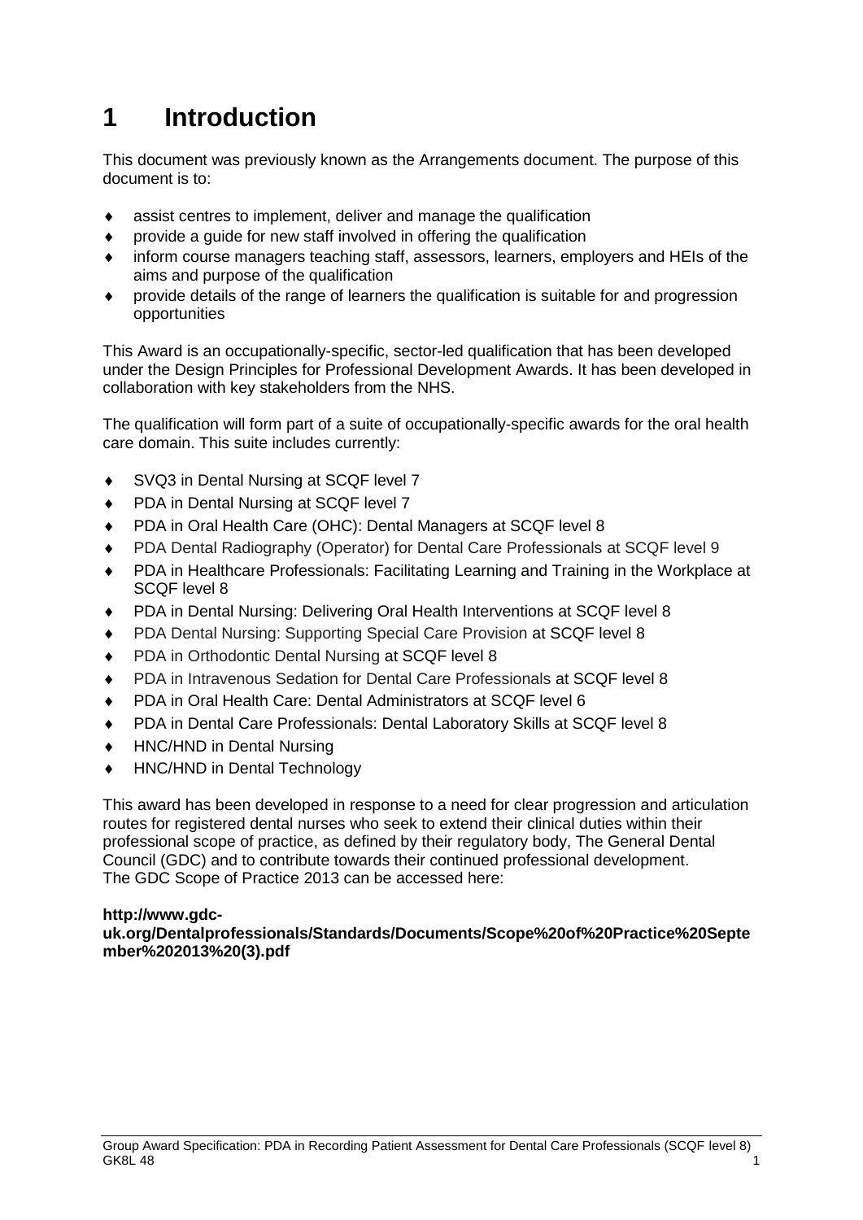# 1 Introduction

This document was previously known as the Arrangements document. The purpose of this document is to:

- assist centres to implement, deliver and manage the qualification
- provide a guide for new staff involved in offering the qualification
- inform course managers teaching staff, assessors, learners, employers and HEIs of the aims and purpose of the qualification
- provide details of the range of learners the qualification is suitable for and progression opportunities

This Award is an occupationally-specific, sector-led qualification that has been developed under the Design Principles for Professional Development Awards. It has been developed in collaboration with key stakeholders from the NHS.

The qualification will form part of a suite of occupationally-specific awards for the oral health care domain. This suite includes currently:

- SVQ3 in Dental Nursing at SCQF level 7
- PDA in Dental Nursing at SCQF level 7
- PDA in Oral Health Care (OHC): Dental Managers at SCQF level 8
- PDA Dental Radiography (Operator) for Dental Care Professionals at SCQF level 9
- PDA in Healthcare Professionals: Facilitating Learning and Training in the Workplace at SCQF level 8
- PDA in Dental Nursing: Delivering Oral Health Interventions at SCQF level 8
- PDA Dental Nursing: Supporting Special Care Provision at SCQF level 8
- PDA in Orthodontic Dental Nursing at SCQF level 8
- PDA in Intravenous Sedation for Dental Care Professionals at SCQF level 8
- PDA in Oral Health Care: Dental Administrators at SCQF level 6
- PDA in Dental Care Professionals: Dental Laboratory Skills at SCQF level 8
- HNC/HND in Dental Nursing
- HNC/HND in Dental Technology

This award has been developed in response to a need for clear progression and articulation routes for registered dental nurses who seek to extend their clinical duties within their professional scope of practice, as defined by their regulatory body, The General Dental Council (GDC) and to contribute towards their continued professional development. The GDC Scope of Practice 2013 can be accessed here:

**http://www.gdc-uk.org/Dentalprofessionals/Standards/Documents/Scope%20of%20Practice%20September%202013%20(3).pdf**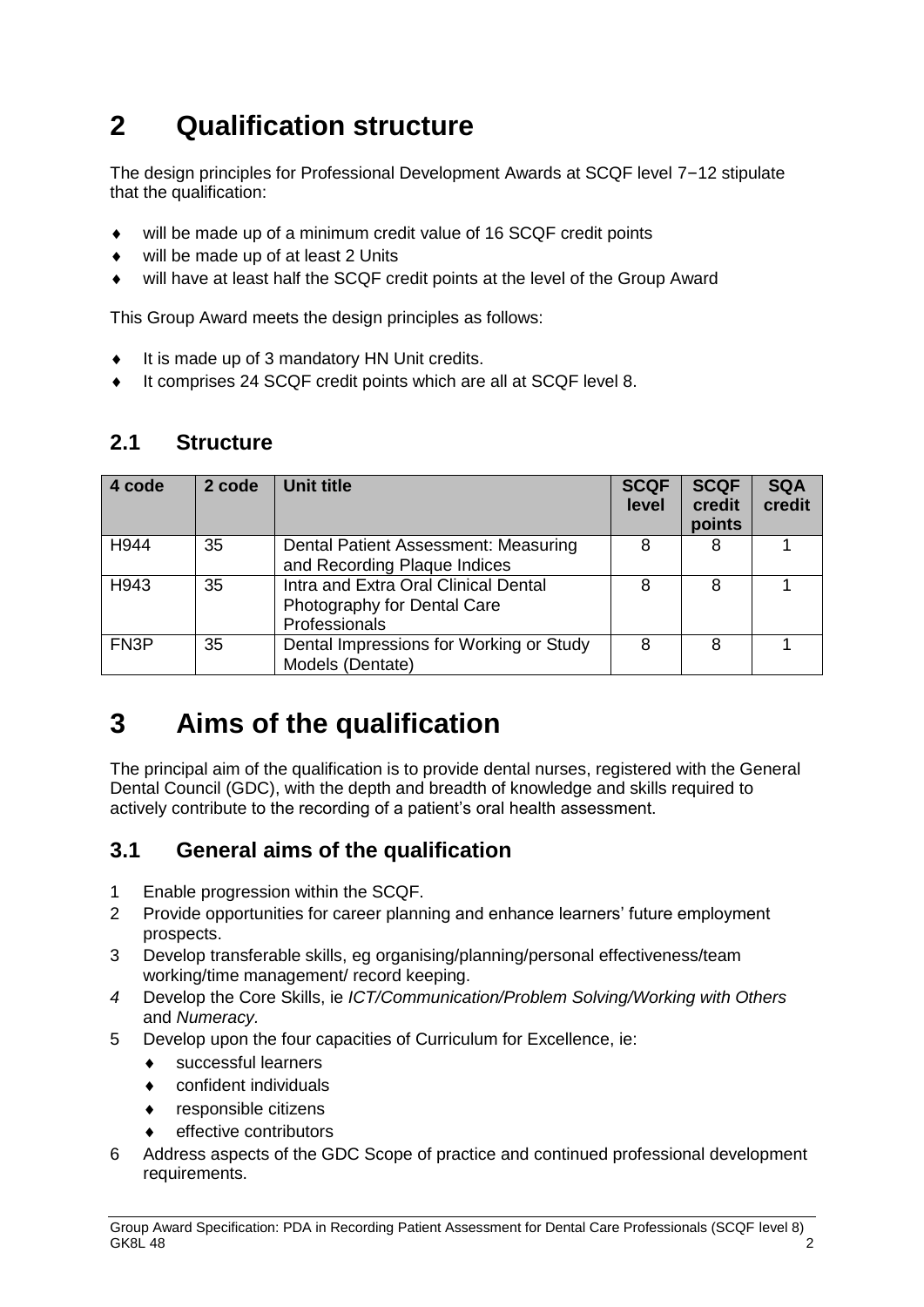# 2 Qualification structure

The design principles for Professional Development Awards at SCQF level 7−12 stipulate that the qualification:

- will be made up of a minimum credit value of 16 SCQF credit points
- will be made up of at least 2 Units
- will have at least half the SCQF credit points at the level of the Group Award

This Group Award meets the design principles as follows:

- It is made up of 3 mandatory HN Unit credits.
- It comprises 24 SCQF credit points which are all at SCQF level 8.

## 2.1 Structure

| 4 code | 2 code | Unit title | SCQF level | SCQF credit points | SQA credit |
|---|---|---|---|---|---|
| H944 | 35 | Dental Patient Assessment: Measuring and Recording Plaque Indices | 8 | 8 | 1 |
| H943 | 35 | Intra and Extra Oral Clinical Dental Photography for Dental Care Professionals | 8 | 8 | 1 |
| FN3P | 35 | Dental Impressions for Working or Study Models (Dentate) | 8 | 8 | 1 |

# 3 Aims of the qualification

The principal aim of the qualification is to provide dental nurses, registered with the General Dental Council (GDC), with the depth and breadth of knowledge and skills required to actively contribute to the recording of a patient's oral health assessment.

## 3.1 General aims of the qualification

1. Enable progression within the SCQF.
2. Provide opportunities for career planning and enhance learners' future employment prospects.
3. Develop transferable skills, eg organising/planning/personal effectiveness/team working/time management/ record keeping.
4. Develop the Core Skills, ie *ICT/Communication/Problem Solving/Working with Others* and *Numeracy*.
5. Develop upon the four capacities of Curriculum for Excellence, ie:
   - successful learners
   - confident individuals
   - responsible citizens
   - effective contributors
6. Address aspects of the GDC Scope of practice and continued professional development requirements.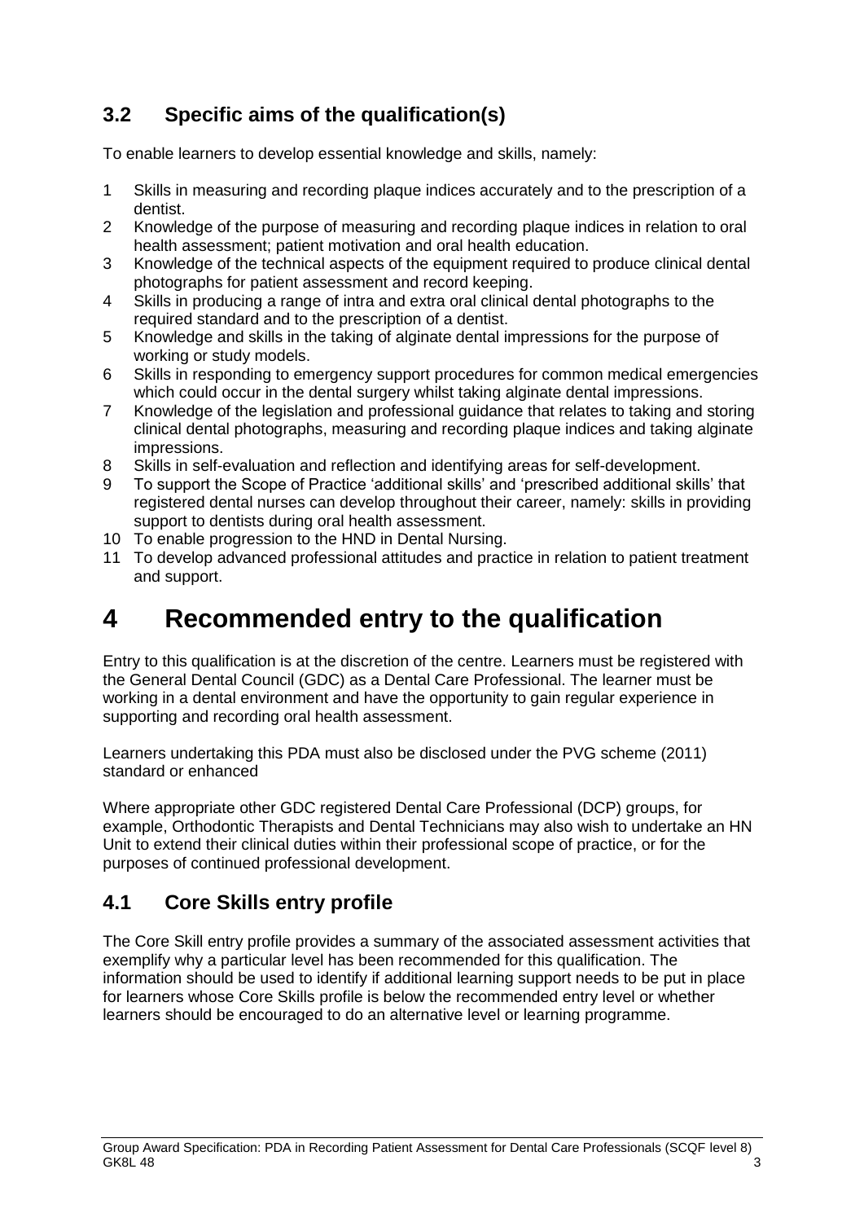## 3.2 Specific aims of the qualification(s)

To enable learners to develop essential knowledge and skills, namely:

1. Skills in measuring and recording plaque indices accurately and to the prescription of a dentist.
2. Knowledge of the purpose of measuring and recording plaque indices in relation to oral health assessment; patient motivation and oral health education.
3. Knowledge of the technical aspects of the equipment required to produce clinical dental photographs for patient assessment and record keeping.
4. Skills in producing a range of intra and extra oral clinical dental photographs to the required standard and to the prescription of a dentist.
5. Knowledge and skills in the taking of alginate dental impressions for the purpose of working or study models.
6. Skills in responding to emergency support procedures for common medical emergencies which could occur in the dental surgery whilst taking alginate dental impressions.
7. Knowledge of the legislation and professional guidance that relates to taking and storing clinical dental photographs, measuring and recording plaque indices and taking alginate impressions.
8. Skills in self-evaluation and reflection and identifying areas for self-development.
9. To support the Scope of Practice 'additional skills' and 'prescribed additional skills' that registered dental nurses can develop throughout their career, namely: skills in providing support to dentists during oral health assessment.
10. To enable progression to the HND in Dental Nursing.
11. To develop advanced professional attitudes and practice in relation to patient treatment and support.

# 4 Recommended entry to the qualification

Entry to this qualification is at the discretion of the centre. Learners must be registered with the General Dental Council (GDC) as a Dental Care Professional. The learner must be working in a dental environment and have the opportunity to gain regular experience in supporting and recording oral health assessment.

Learners undertaking this PDA must also be disclosed under the PVG scheme (2011) standard or enhanced

Where appropriate other GDC registered Dental Care Professional (DCP) groups, for example, Orthodontic Therapists and Dental Technicians may also wish to undertake an HN Unit to extend their clinical duties within their professional scope of practice, or for the purposes of continued professional development.

## 4.1 Core Skills entry profile

The Core Skill entry profile provides a summary of the associated assessment activities that exemplify why a particular level has been recommended for this qualification. The information should be used to identify if additional learning support needs to be put in place for learners whose Core Skills profile is below the recommended entry level or whether learners should be encouraged to do an alternative level or learning programme.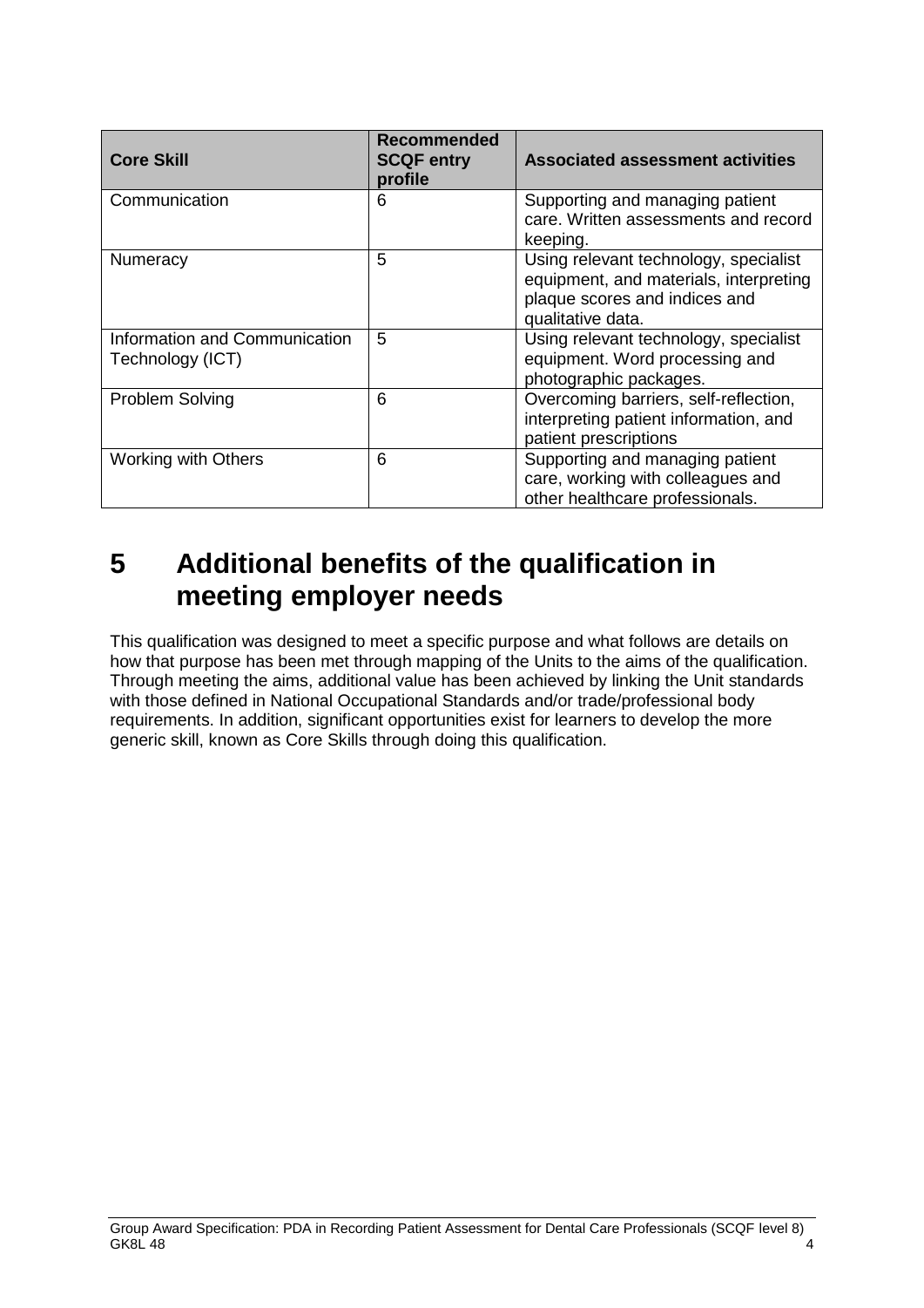| Core Skill | Recommended SCQF entry profile | Associated assessment activities |
|---|---|---|
| Communication | 6 | Supporting and managing patient care. Written assessments and record keeping. |
| Numeracy | 5 | Using relevant technology, specialist equipment, and materials, interpreting plaque scores and indices and qualitative data. |
| Information and Communication Technology (ICT) | 5 | Using relevant technology, specialist equipment. Word processing and photographic packages. |
| Problem Solving | 6 | Overcoming barriers, self-reflection, interpreting patient information, and patient prescriptions |
| Working with Others | 6 | Supporting and managing patient care, working with colleagues and other healthcare professionals. |

# 5 Additional benefits of the qualification in meeting employer needs

This qualification was designed to meet a specific purpose and what follows are details on how that purpose has been met through mapping of the Units to the aims of the qualification. Through meeting the aims, additional value has been achieved by linking the Unit standards with those defined in National Occupational Standards and/or trade/professional body requirements. In addition, significant opportunities exist for learners to develop the more generic skill, known as Core Skills through doing this qualification.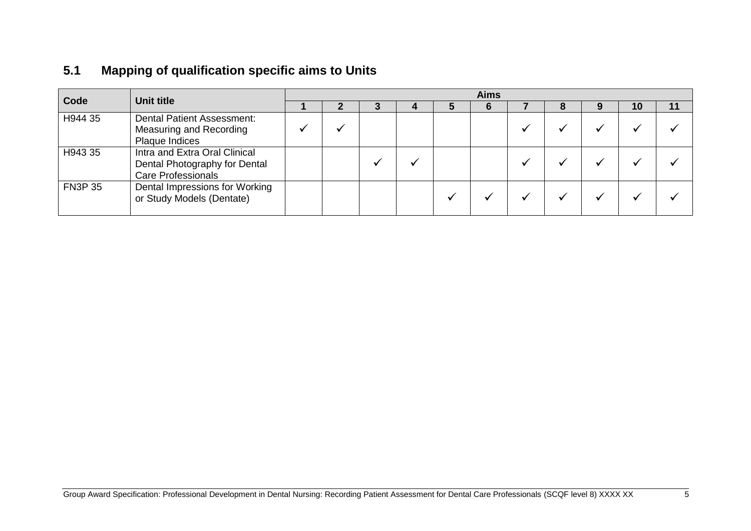## 5.1 Mapping of qualification specific aims to Units

| Code | Unit title | Aims | | | | | | | | | | |
|---|---|---|---|---|---|---|---|---|---|---|---|---|
| | | 1 | 2 | 3 | 4 | 5 | 6 | 7 | 8 | 9 | 10 | 11 |
| H944 35 | Dental Patient Assessment: Measuring and Recording Plaque Indices | ✓ | ✓ | | | | | ✓ | ✓ | ✓ | ✓ | ✓ |
| H943 35 | Intra and Extra Oral Clinical Dental Photography for Dental Care Professionals | | | ✓ | ✓ | | | ✓ | ✓ | ✓ | ✓ | ✓ |
| FN3P 35 | Dental Impressions for Working or Study Models (Dentate) | | | | | ✓ | ✓ | ✓ | ✓ | ✓ | ✓ | ✓ |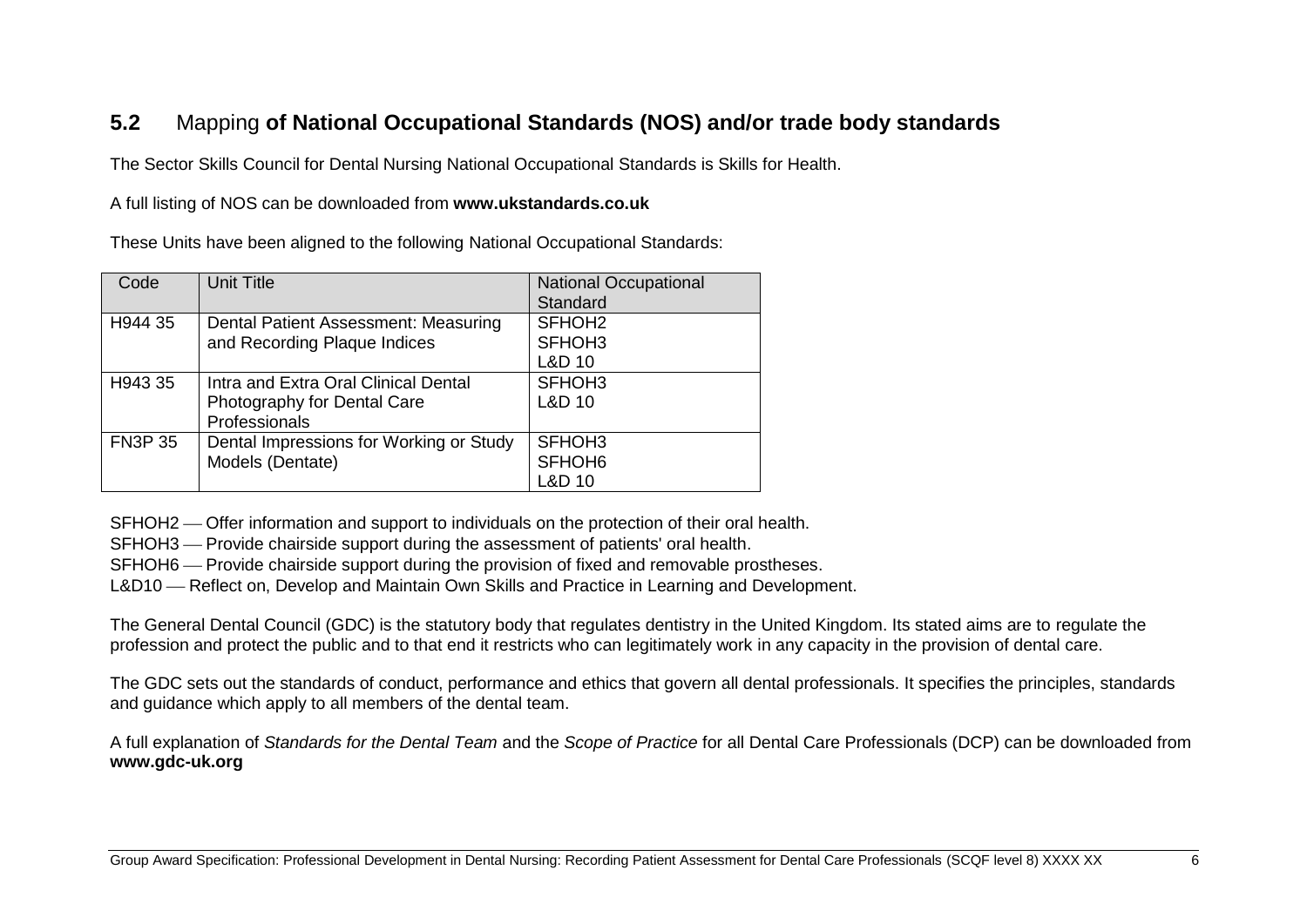## 5.2 Mapping **of National Occupational Standards (NOS) and/or trade body standards**

The Sector Skills Council for Dental Nursing National Occupational Standards is Skills for Health.

A full listing of NOS can be downloaded from **www.ukstandards.co.uk**

These Units have been aligned to the following National Occupational Standards:

| Code | Unit Title | National Occupational Standard |
|---|---|---|
| H944 35 | Dental Patient Assessment: Measuring and Recording Plaque Indices | SFHOH2<br>SFHOH3<br>L&D 10 |
| H943 35 | Intra and Extra Oral Clinical Dental Photography for Dental Care Professionals | SFHOH3<br>L&D 10 |
| FN3P 35 | Dental Impressions for Working or Study Models (Dentate) | SFHOH3<br>SFHOH6<br>L&D 10 |

SFHOH2 — Offer information and support to individuals on the protection of their oral health.
SFHOH3 — Provide chairside support during the assessment of patients' oral health.
SFHOH6 — Provide chairside support during the provision of fixed and removable prostheses.
L&D10 — Reflect on, Develop and Maintain Own Skills and Practice in Learning and Development.

The General Dental Council (GDC) is the statutory body that regulates dentistry in the United Kingdom. Its stated aims are to regulate the profession and protect the public and to that end it restricts who can legitimately work in any capacity in the provision of dental care.

The GDC sets out the standards of conduct, performance and ethics that govern all dental professionals. It specifies the principles, standards and guidance which apply to all members of the dental team.

A full explanation of *Standards for the Dental Team* and the *Scope of Practice* for all Dental Care Professionals (DCP) can be downloaded from **www.gdc-uk.org**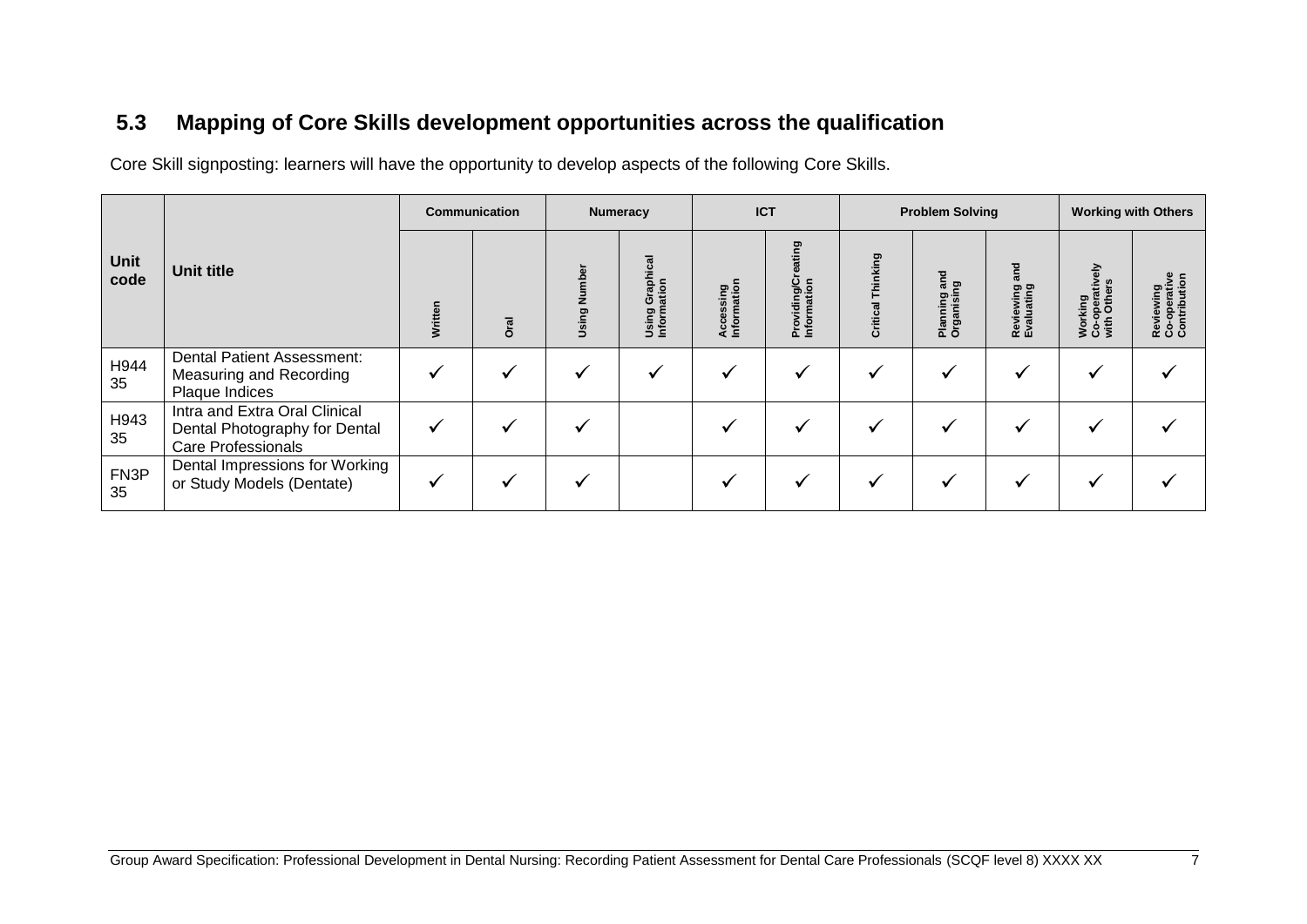## 5.3 Mapping of Core Skills development opportunities across the qualification

Core Skill signposting: learners will have the opportunity to develop aspects of the following Core Skills.

| Unit code | Unit title | Communication | | Numeracy | | ICT | | Problem Solving | | | Working with Others | |
|---|---|---|---|---|---|---|---|---|---|---|---|---|
| | | Written | Oral | Using Number | Using Graphical Information | Accessing Information | Providing/Creating Information | Critical Thinking | Planning and Organising | Reviewing and Evaluating | Working Co-operatively with Others | Reviewing Co-operative Contribution |
| H944 35 | Dental Patient Assessment: Measuring and Recording Plaque Indices | ✓ | ✓ | ✓ | ✓ | ✓ | ✓ | ✓ | ✓ | ✓ | ✓ | ✓ |
| H943 35 | Intra and Extra Oral Clinical Dental Photography for Dental Care Professionals | ✓ | ✓ | ✓ | | ✓ | ✓ | ✓ | ✓ | ✓ | ✓ | ✓ |
| FN3P 35 | Dental Impressions for Working or Study Models (Dentate) | ✓ | ✓ | ✓ | | ✓ | ✓ | ✓ | ✓ | ✓ | ✓ | ✓ |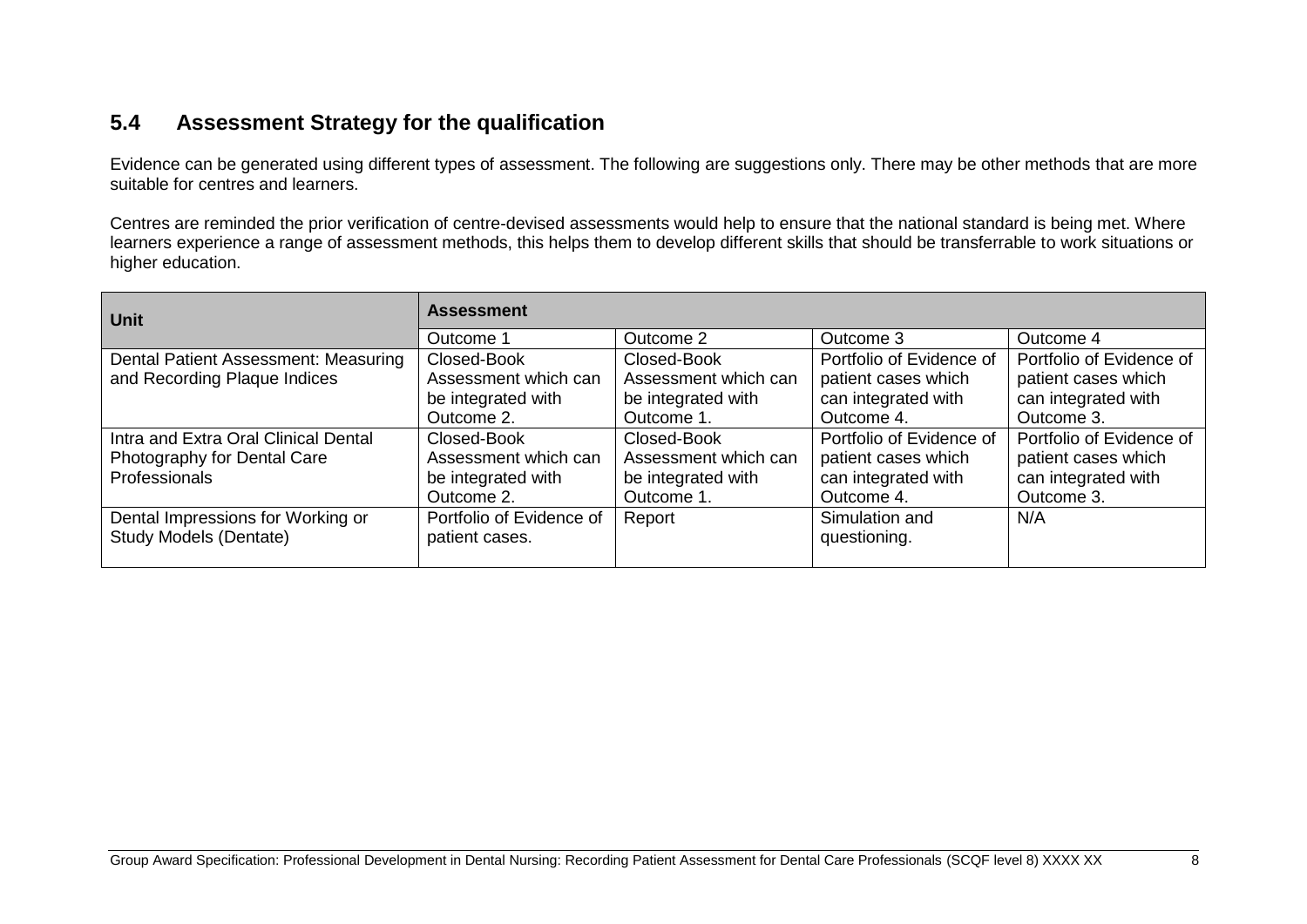## 5.4 Assessment Strategy for the qualification

Evidence can be generated using different types of assessment. The following are suggestions only. There may be other methods that are more suitable for centres and learners.

Centres are reminded the prior verification of centre-devised assessments would help to ensure that the national standard is being met. Where learners experience a range of assessment methods, this helps them to develop different skills that should be transferrable to work situations or higher education.

| Unit | Assessment | | | |
|---|---|---|---|---|
| | Outcome 1 | Outcome 2 | Outcome 3 | Outcome 4 |
| Dental Patient Assessment: Measuring and Recording Plaque Indices | Closed-Book Assessment which can be integrated with Outcome 2. | Closed-Book Assessment which can be integrated with Outcome 1. | Portfolio of Evidence of patient cases which can integrated with Outcome 4. | Portfolio of Evidence of patient cases which can integrated with Outcome 3. |
| Intra and Extra Oral Clinical Dental Photography for Dental Care Professionals | Closed-Book Assessment which can be integrated with Outcome 2. | Closed-Book Assessment which can be integrated with Outcome 1. | Portfolio of Evidence of patient cases which can integrated with Outcome 4. | Portfolio of Evidence of patient cases which can integrated with Outcome 3. |
| Dental Impressions for Working or Study Models (Dentate) | Portfolio of Evidence of patient cases. | Report | Simulation and questioning. | N/A |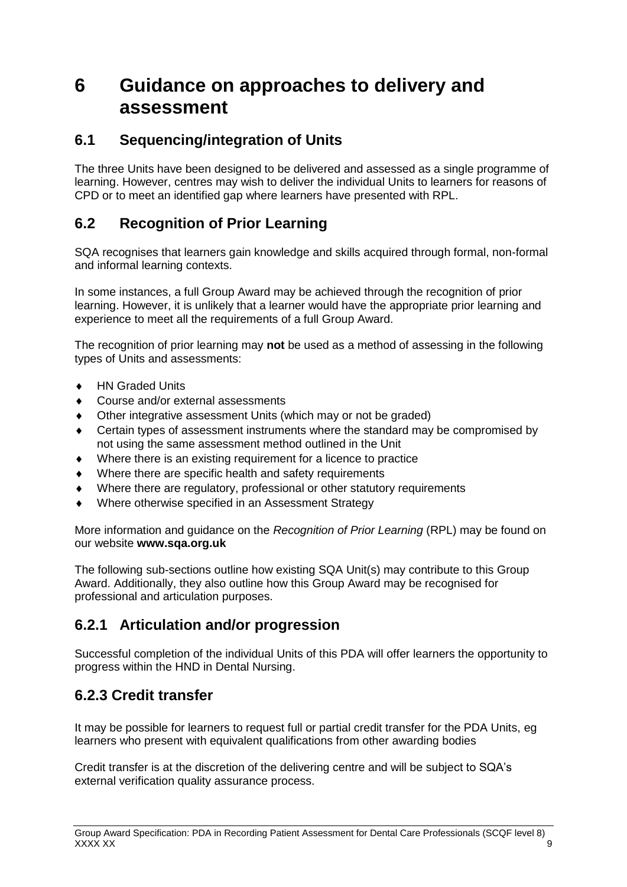# 6 Guidance on approaches to delivery and assessment

## 6.1 Sequencing/integration of Units

The three Units have been designed to be delivered and assessed as a single programme of learning. However, centres may wish to deliver the individual Units to learners for reasons of CPD or to meet an identified gap where learners have presented with RPL.

## 6.2 Recognition of Prior Learning

SQA recognises that learners gain knowledge and skills acquired through formal, non-formal and informal learning contexts.

In some instances, a full Group Award may be achieved through the recognition of prior learning. However, it is unlikely that a learner would have the appropriate prior learning and experience to meet all the requirements of a full Group Award.

The recognition of prior learning may **not** be used as a method of assessing in the following types of Units and assessments:

- HN Graded Units
- Course and/or external assessments
- Other integrative assessment Units (which may or not be graded)
- Certain types of assessment instruments where the standard may be compromised by not using the same assessment method outlined in the Unit
- Where there is an existing requirement for a licence to practice
- Where there are specific health and safety requirements
- Where there are regulatory, professional or other statutory requirements
- Where otherwise specified in an Assessment Strategy

More information and guidance on the *Recognition of Prior Learning* (RPL) may be found on our website **www.sqa.org.uk**

The following sub-sections outline how existing SQA Unit(s) may contribute to this Group Award. Additionally, they also outline how this Group Award may be recognised for professional and articulation purposes.

### 6.2.1 Articulation and/or progression

Successful completion of the individual Units of this PDA will offer learners the opportunity to progress within the HND in Dental Nursing.

### 6.2.3 Credit transfer

It may be possible for learners to request full or partial credit transfer for the PDA Units, eg learners who present with equivalent qualifications from other awarding bodies

Credit transfer is at the discretion of the delivering centre and will be subject to SQA's external verification quality assurance process.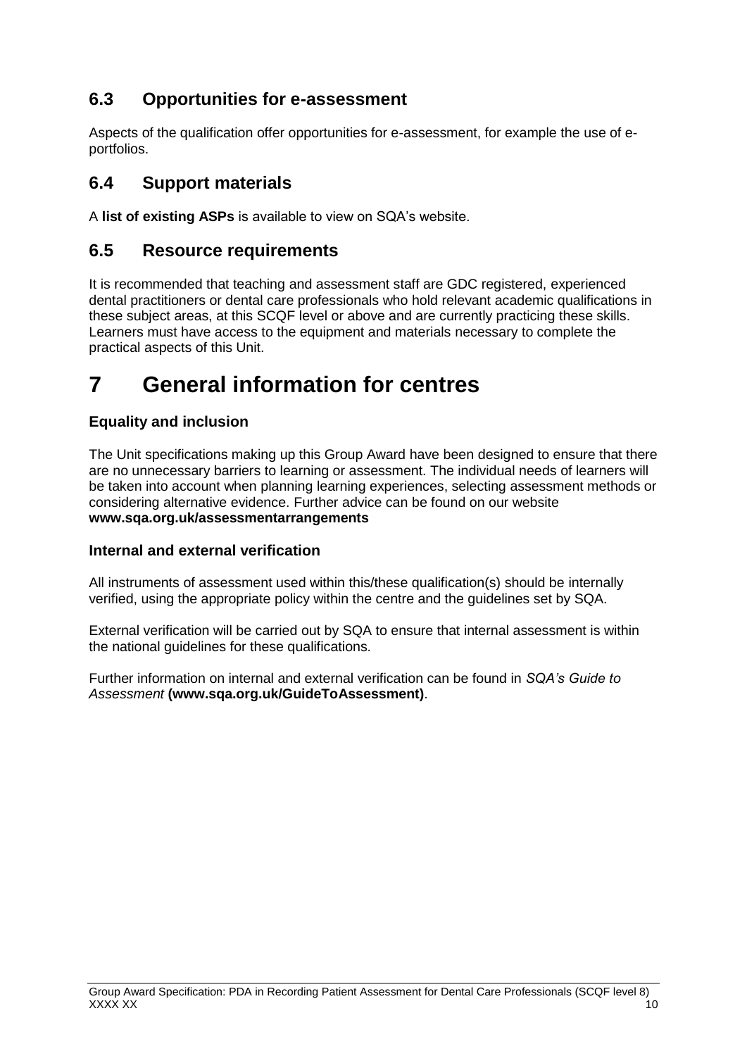## 6.3 Opportunities for e-assessment

Aspects of the qualification offer opportunities for e-assessment, for example the use of e-portfolios.

## 6.4 Support materials

A **list of existing ASPs** is available to view on SQA's website.

## 6.5 Resource requirements

It is recommended that teaching and assessment staff are GDC registered, experienced dental practitioners or dental care professionals who hold relevant academic qualifications in these subject areas, at this SCQF level or above and are currently practicing these skills. Learners must have access to the equipment and materials necessary to complete the practical aspects of this Unit.

# 7 General information for centres

### Equality and inclusion

The Unit specifications making up this Group Award have been designed to ensure that there are no unnecessary barriers to learning or assessment. The individual needs of learners will be taken into account when planning learning experiences, selecting assessment methods or considering alternative evidence. Further advice can be found on our website **www.sqa.org.uk/assessmentarrangements**

### Internal and external verification

All instruments of assessment used within this/these qualification(s) should be internally verified, using the appropriate policy within the centre and the guidelines set by SQA.

External verification will be carried out by SQA to ensure that internal assessment is within the national guidelines for these qualifications.

Further information on internal and external verification can be found in *SQA's Guide to Assessment* **(www.sqa.org.uk/GuideToAssessment)**.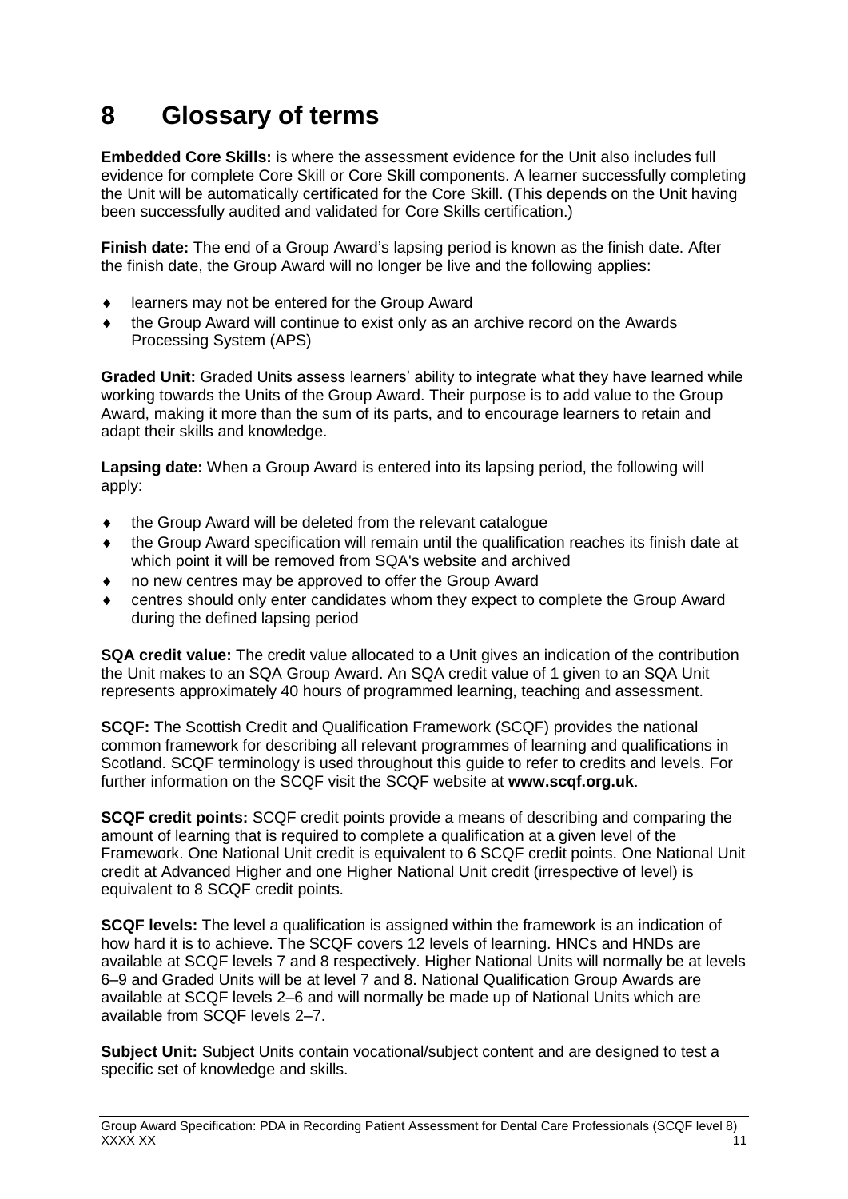# 8 Glossary of terms

**Embedded Core Skills:** is where the assessment evidence for the Unit also includes full evidence for complete Core Skill or Core Skill components. A learner successfully completing the Unit will be automatically certificated for the Core Skill. (This depends on the Unit having been successfully audited and validated for Core Skills certification.)

**Finish date:** The end of a Group Award's lapsing period is known as the finish date. After the finish date, the Group Award will no longer be live and the following applies:

- learners may not be entered for the Group Award
- the Group Award will continue to exist only as an archive record on the Awards Processing System (APS)

**Graded Unit:** Graded Units assess learners' ability to integrate what they have learned while working towards the Units of the Group Award. Their purpose is to add value to the Group Award, making it more than the sum of its parts, and to encourage learners to retain and adapt their skills and knowledge.

**Lapsing date:** When a Group Award is entered into its lapsing period, the following will apply:

- the Group Award will be deleted from the relevant catalogue
- the Group Award specification will remain until the qualification reaches its finish date at which point it will be removed from SQA's website and archived
- no new centres may be approved to offer the Group Award
- centres should only enter candidates whom they expect to complete the Group Award during the defined lapsing period

**SQA credit value:** The credit value allocated to a Unit gives an indication of the contribution the Unit makes to an SQA Group Award. An SQA credit value of 1 given to an SQA Unit represents approximately 40 hours of programmed learning, teaching and assessment.

**SCQF:** The Scottish Credit and Qualification Framework (SCQF) provides the national common framework for describing all relevant programmes of learning and qualifications in Scotland. SCQF terminology is used throughout this guide to refer to credits and levels. For further information on the SCQF visit the SCQF website at **www.scqf.org.uk**.

**SCQF credit points:** SCQF credit points provide a means of describing and comparing the amount of learning that is required to complete a qualification at a given level of the Framework. One National Unit credit is equivalent to 6 SCQF credit points. One National Unit credit at Advanced Higher and one Higher National Unit credit (irrespective of level) is equivalent to 8 SCQF credit points.

**SCQF levels:** The level a qualification is assigned within the framework is an indication of how hard it is to achieve. The SCQF covers 12 levels of learning. HNCs and HNDs are available at SCQF levels 7 and 8 respectively. Higher National Units will normally be at levels 6–9 and Graded Units will be at level 7 and 8. National Qualification Group Awards are available at SCQF levels 2–6 and will normally be made up of National Units which are available from SCQF levels 2–7.

**Subject Unit:** Subject Units contain vocational/subject content and are designed to test a specific set of knowledge and skills.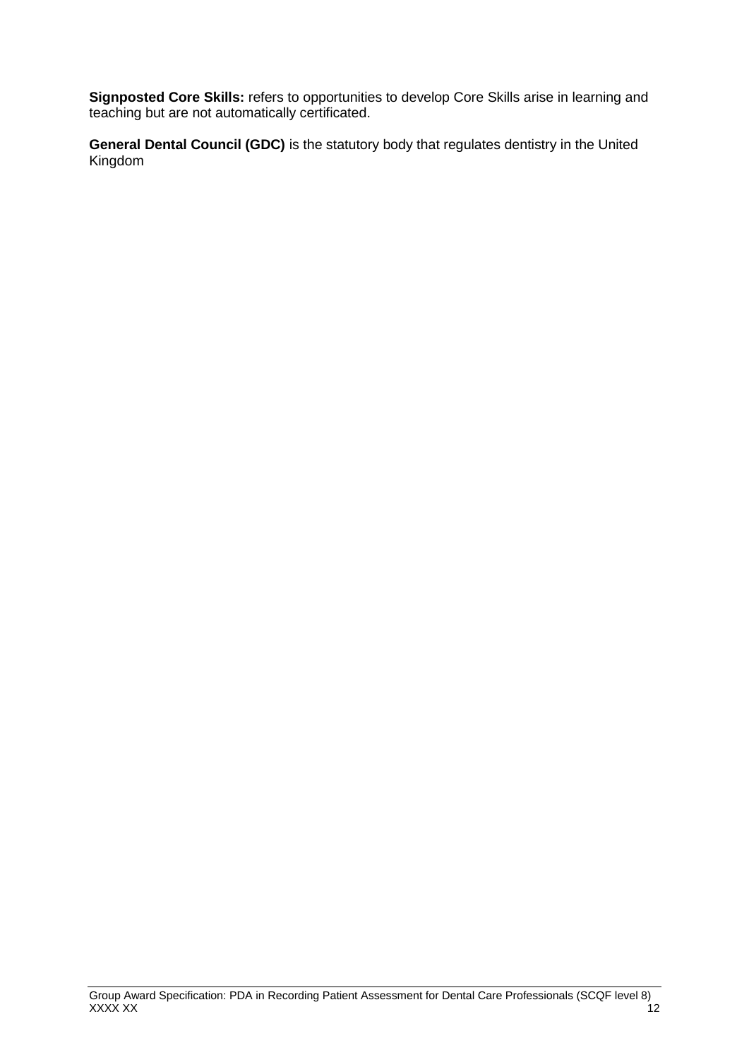**Signposted Core Skills:** refers to opportunities to develop Core Skills arise in learning and teaching but are not automatically certificated.

**General Dental Council (GDC)** is the statutory body that regulates dentistry in the United Kingdom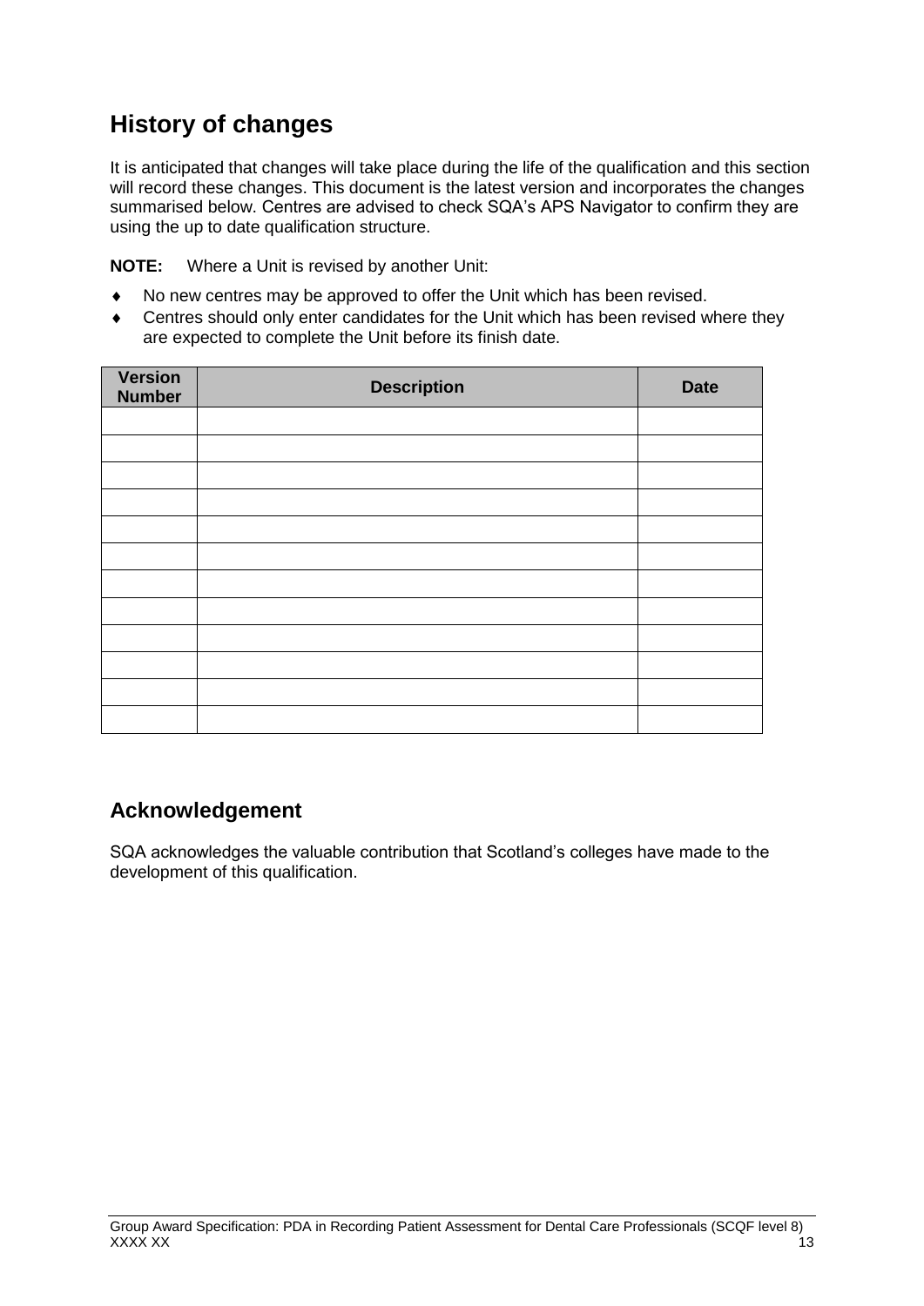## History of changes

It is anticipated that changes will take place during the life of the qualification and this section will record these changes. This document is the latest version and incorporates the changes summarised below. Centres are advised to check SQA's APS Navigator to confirm they are using the up to date qualification structure.

**NOTE:** Where a Unit is revised by another Unit:

- No new centres may be approved to offer the Unit which has been revised.
- Centres should only enter candidates for the Unit which has been revised where they are expected to complete the Unit before its finish date.

| Version Number | Description | Date |
| --- | --- | --- |
| | | |
| | | |
| | | |
| | | |
| | | |
| | | |
| | | |
| | | |
| | | |
| | | |
| | | |
| | | |

## Acknowledgement

SQA acknowledges the valuable contribution that Scotland's colleges have made to the development of this qualification.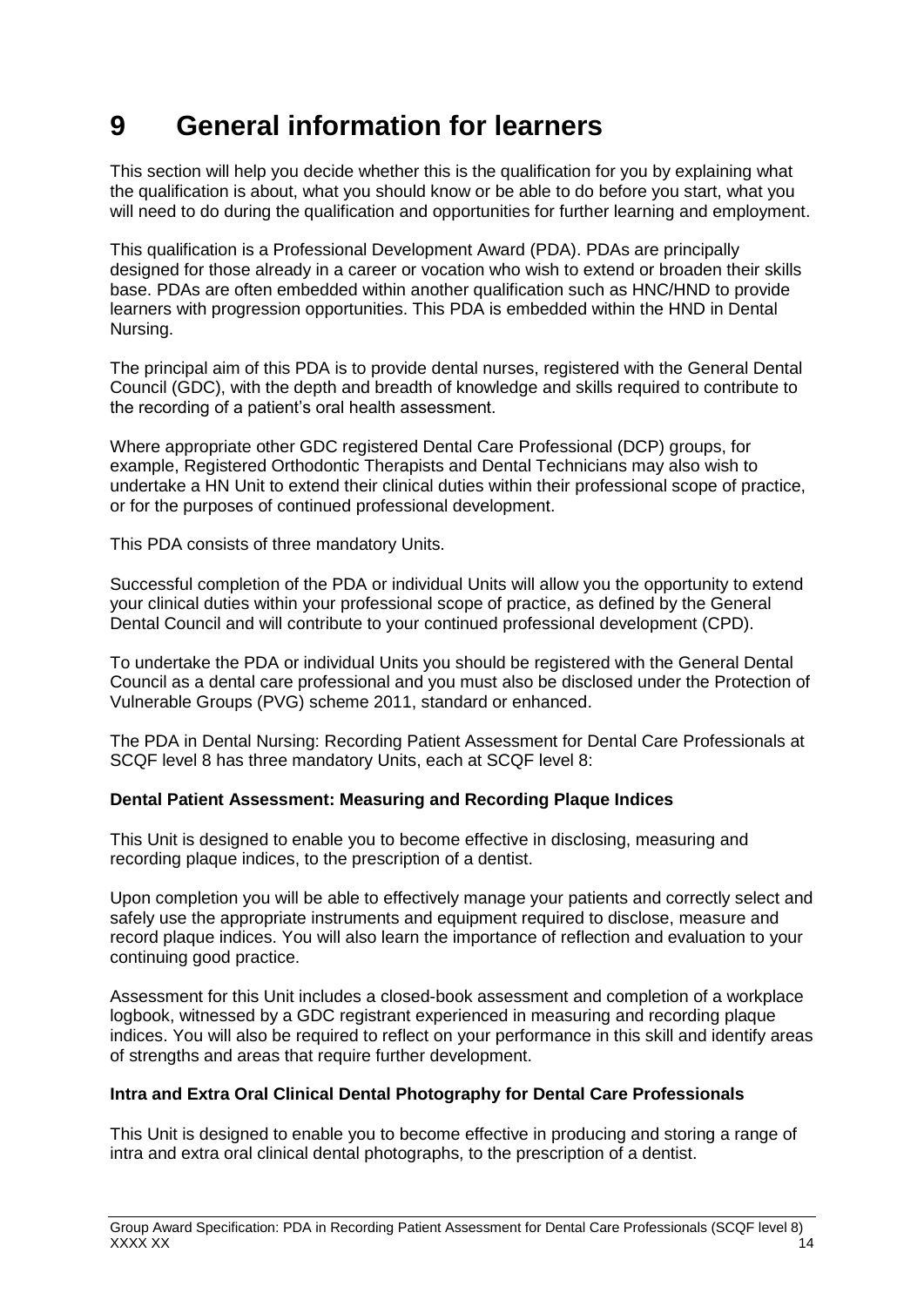# 9 General information for learners

This section will help you decide whether this is the qualification for you by explaining what the qualification is about, what you should know or be able to do before you start, what you will need to do during the qualification and opportunities for further learning and employment.

This qualification is a Professional Development Award (PDA). PDAs are principally designed for those already in a career or vocation who wish to extend or broaden their skills base. PDAs are often embedded within another qualification such as HNC/HND to provide learners with progression opportunities. This PDA is embedded within the HND in Dental Nursing.

The principal aim of this PDA is to provide dental nurses, registered with the General Dental Council (GDC), with the depth and breadth of knowledge and skills required to contribute to the recording of a patient's oral health assessment.

Where appropriate other GDC registered Dental Care Professional (DCP) groups, for example, Registered Orthodontic Therapists and Dental Technicians may also wish to undertake a HN Unit to extend their clinical duties within their professional scope of practice, or for the purposes of continued professional development.

This PDA consists of three mandatory Units.

Successful completion of the PDA or individual Units will allow you the opportunity to extend your clinical duties within your professional scope of practice, as defined by the General Dental Council and will contribute to your continued professional development (CPD).

To undertake the PDA or individual Units you should be registered with the General Dental Council as a dental care professional and you must also be disclosed under the Protection of Vulnerable Groups (PVG) scheme 2011, standard or enhanced.

The PDA in Dental Nursing: Recording Patient Assessment for Dental Care Professionals at SCQF level 8 has three mandatory Units, each at SCQF level 8:

**Dental Patient Assessment: Measuring and Recording Plaque Indices**

This Unit is designed to enable you to become effective in disclosing, measuring and recording plaque indices, to the prescription of a dentist.

Upon completion you will be able to effectively manage your patients and correctly select and safely use the appropriate instruments and equipment required to disclose, measure and record plaque indices. You will also learn the importance of reflection and evaluation to your continuing good practice.

Assessment for this Unit includes a closed-book assessment and completion of a workplace logbook, witnessed by a GDC registrant experienced in measuring and recording plaque indices. You will also be required to reflect on your performance in this skill and identify areas of strengths and areas that require further development.

**Intra and Extra Oral Clinical Dental Photography for Dental Care Professionals**

This Unit is designed to enable you to become effective in producing and storing a range of intra and extra oral clinical dental photographs, to the prescription of a dentist.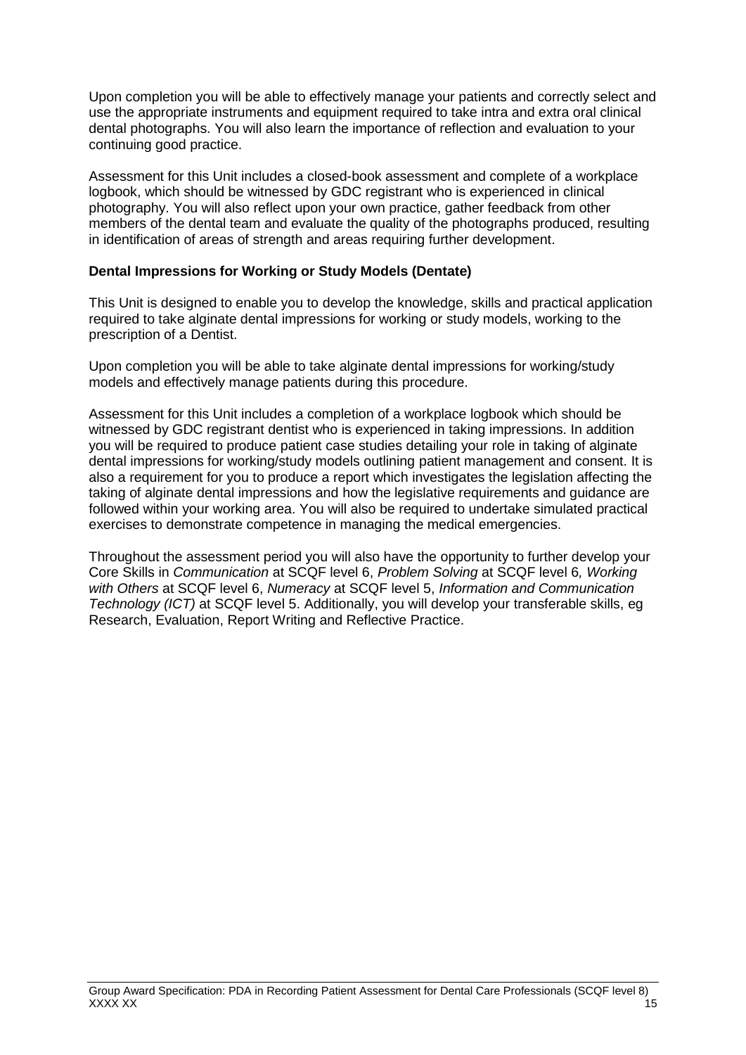Upon completion you will be able to effectively manage your patients and correctly select and use the appropriate instruments and equipment required to take intra and extra oral clinical dental photographs. You will also learn the importance of reflection and evaluation to your continuing good practice.

Assessment for this Unit includes a closed-book assessment and complete of a workplace logbook, which should be witnessed by GDC registrant who is experienced in clinical photography. You will also reflect upon your own practice, gather feedback from other members of the dental team and evaluate the quality of the photographs produced, resulting in identification of areas of strength and areas requiring further development.

**Dental Impressions for Working or Study Models (Dentate)**

This Unit is designed to enable you to develop the knowledge, skills and practical application required to take alginate dental impressions for working or study models, working to the prescription of a Dentist.

Upon completion you will be able to take alginate dental impressions for working/study models and effectively manage patients during this procedure.

Assessment for this Unit includes a completion of a workplace logbook which should be witnessed by GDC registrant dentist who is experienced in taking impressions. In addition you will be required to produce patient case studies detailing your role in taking of alginate dental impressions for working/study models outlining patient management and consent. It is also a requirement for you to produce a report which investigates the legislation affecting the taking of alginate dental impressions and how the legislative requirements and guidance are followed within your working area. You will also be required to undertake simulated practical exercises to demonstrate competence in managing the medical emergencies.

Throughout the assessment period you will also have the opportunity to further develop your Core Skills in *Communication* at SCQF level 6, *Problem Solving* at SCQF level 6*, Working with Others* at SCQF level 6, *Numeracy* at SCQF level 5, *Information and Communication Technology (ICT)* at SCQF level 5. Additionally, you will develop your transferable skills, eg Research, Evaluation, Report Writing and Reflective Practice.